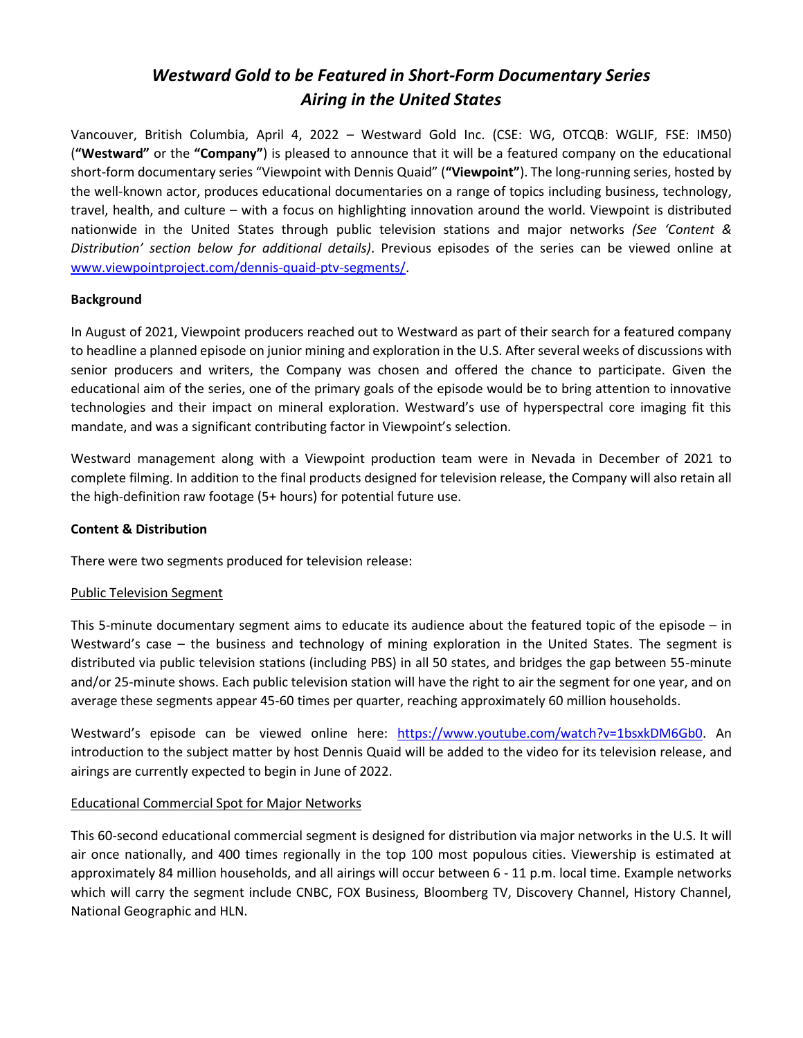# *Westward Gold to be Featured in Short-Form Documentary Series Airing in the United States*

Vancouver, British Columbia, April 4, 2022 – Westward Gold Inc. (CSE: WG, OTCQB: WGLIF, FSE: IM50) (**"Westward"** or the **"Company"**) is pleased to announce that it will be a featured company on the educational short-form documentary series "Viewpoint with Dennis Quaid" (**"Viewpoint"**). The long-running series, hosted by the well-known actor, produces educational documentaries on a range of topics including business, technology, travel, health, and culture – with a focus on highlighting innovation around the world. Viewpoint is distributed nationwide in the United States through public television stations and major networks *(See 'Content & Distribution' section below for additional details)*. Previous episodes of the series can be viewed online at [www.viewpointproject.com/dennis-quaid-ptv-segments/](www.viewpointproject.com/dennis-quaid-ptv-segments/).

**Background**

In August of 2021, Viewpoint producers reached out to Westward as part of their search for a featured company to headline a planned episode on junior mining and exploration in the U.S. After several weeks of discussions with senior producers and writers, the Company was chosen and offered the chance to participate. Given the educational aim of the series, one of the primary goals of the episode would be to bring attention to innovative technologies and their impact on mineral exploration. Westward's use of hyperspectral core imaging fit this mandate, and was a significant contributing factor in Viewpoint's selection.

Westward management along with a Viewpoint production team were in Nevada in December of 2021 to complete filming. In addition to the final products designed for television release, the Company will also retain all the high-definition raw footage (5+ hours) for potential future use.

**Content & Distribution**

There were two segments produced for television release:

Public Television Segment

This 5-minute documentary segment aims to educate its audience about the featured topic of the episode – in Westward's case – the business and technology of mining exploration in the United States. The segment is distributed via public television stations (including PBS) in all 50 states, and bridges the gap between 55-minute and/or 25-minute shows. Each public television station will have the right to air the segment for one year, and on average these segments appear 45-60 times per quarter, reaching approximately 60 million households.

Westward's episode can be viewed online here: [https://www.youtube.com/watch?v=1bsxkDM6Gb0](https://www.youtube.com/watch?v=1bsxkDM6Gb0). An introduction to the subject matter by host Dennis Quaid will be added to the video for its television release, and airings are currently expected to begin in June of 2022.

Educational Commercial Spot for Major Networks

This 60-second educational commercial segment is designed for distribution via major networks in the U.S. It will air once nationally, and 400 times regionally in the top 100 most populous cities. Viewership is estimated at approximately 84 million households, and all airings will occur between 6 - 11 p.m. local time. Example networks which will carry the segment include CNBC, FOX Business, Bloomberg TV, Discovery Channel, History Channel, National Geographic and HLN.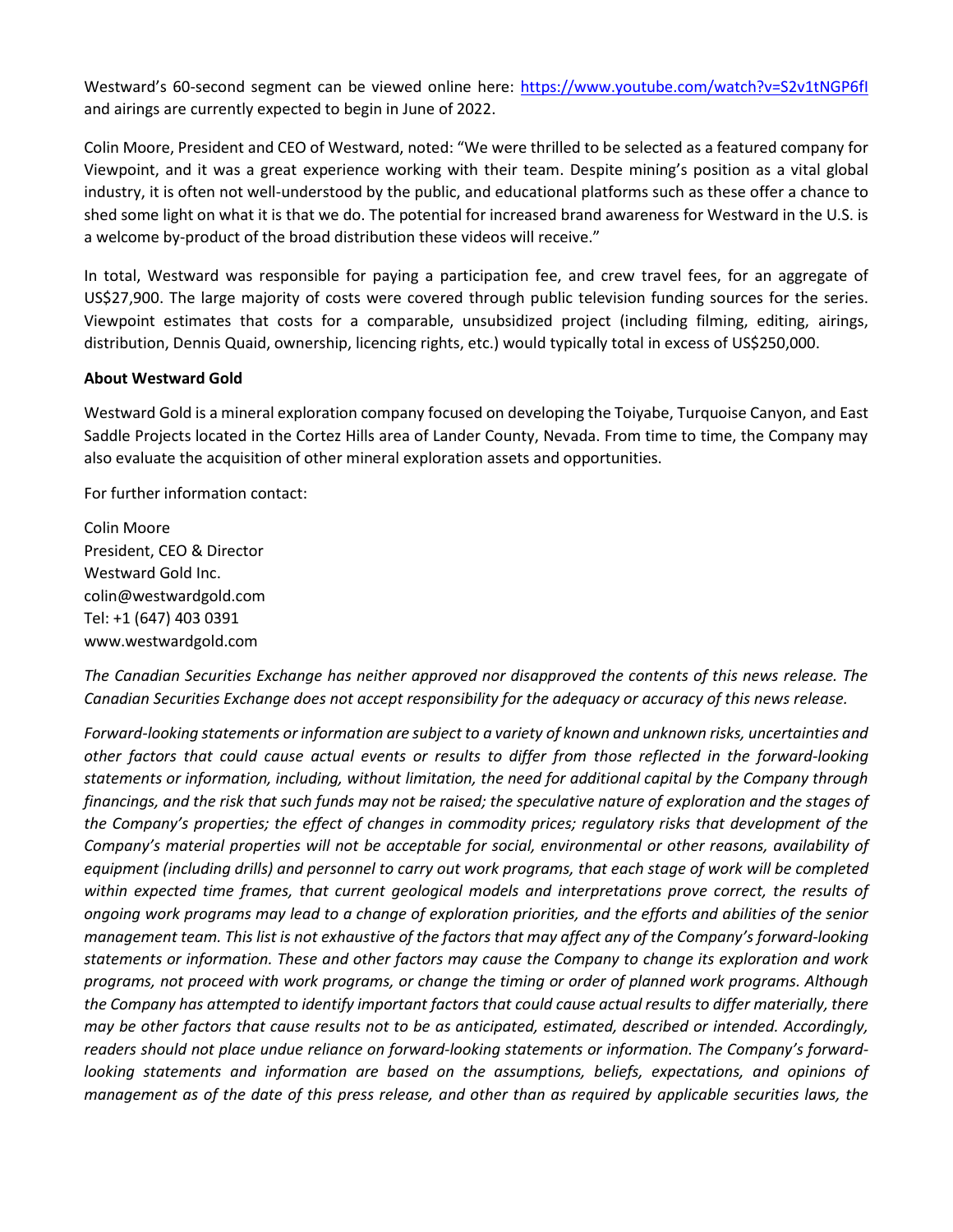Westward's 60-second segment can be viewed online here: https://www.youtube.com/watch?v=S2v1tNGP6fI and airings are currently expected to begin in June of 2022.

Colin Moore, President and CEO of Westward, noted: "We were thrilled to be selected as a featured company for Viewpoint, and it was a great experience working with their team. Despite mining's position as a vital global industry, it is often not well-understood by the public, and educational platforms such as these offer a chance to shed some light on what it is that we do. The potential for increased brand awareness for Westward in the U.S. is a welcome by-product of the broad distribution these videos will receive."

In total, Westward was responsible for paying a participation fee, and crew travel fees, for an aggregate of US$27,900. The large majority of costs were covered through public television funding sources for the series. Viewpoint estimates that costs for a comparable, unsubsidized project (including filming, editing, airings, distribution, Dennis Quaid, ownership, licencing rights, etc.) would typically total in excess of US$250,000.

**About Westward Gold**

Westward Gold is a mineral exploration company focused on developing the Toiyabe, Turquoise Canyon, and East Saddle Projects located in the Cortez Hills area of Lander County, Nevada. From time to time, the Company may also evaluate the acquisition of other mineral exploration assets and opportunities.

For further information contact:

Colin Moore
President, CEO & Director
Westward Gold Inc.
colin@westwardgold.com
Tel: +1 (647) 403 0391
www.westwardgold.com

*The Canadian Securities Exchange has neither approved nor disapproved the contents of this news release. The Canadian Securities Exchange does not accept responsibility for the adequacy or accuracy of this news release.*

*Forward-looking statements or information are subject to a variety of known and unknown risks, uncertainties and other factors that could cause actual events or results to differ from those reflected in the forward-looking statements or information, including, without limitation, the need for additional capital by the Company through financings, and the risk that such funds may not be raised; the speculative nature of exploration and the stages of the Company's properties; the effect of changes in commodity prices; regulatory risks that development of the Company's material properties will not be acceptable for social, environmental or other reasons, availability of equipment (including drills) and personnel to carry out work programs, that each stage of work will be completed within expected time frames, that current geological models and interpretations prove correct, the results of ongoing work programs may lead to a change of exploration priorities, and the efforts and abilities of the senior management team. This list is not exhaustive of the factors that may affect any of the Company's forward-looking statements or information. These and other factors may cause the Company to change its exploration and work programs, not proceed with work programs, or change the timing or order of planned work programs. Although the Company has attempted to identify important factors that could cause actual results to differ materially, there may be other factors that cause results not to be as anticipated, estimated, described or intended. Accordingly, readers should not place undue reliance on forward-looking statements or information. The Company's forward-looking statements and information are based on the assumptions, beliefs, expectations, and opinions of management as of the date of this press release, and other than as required by applicable securities laws, the*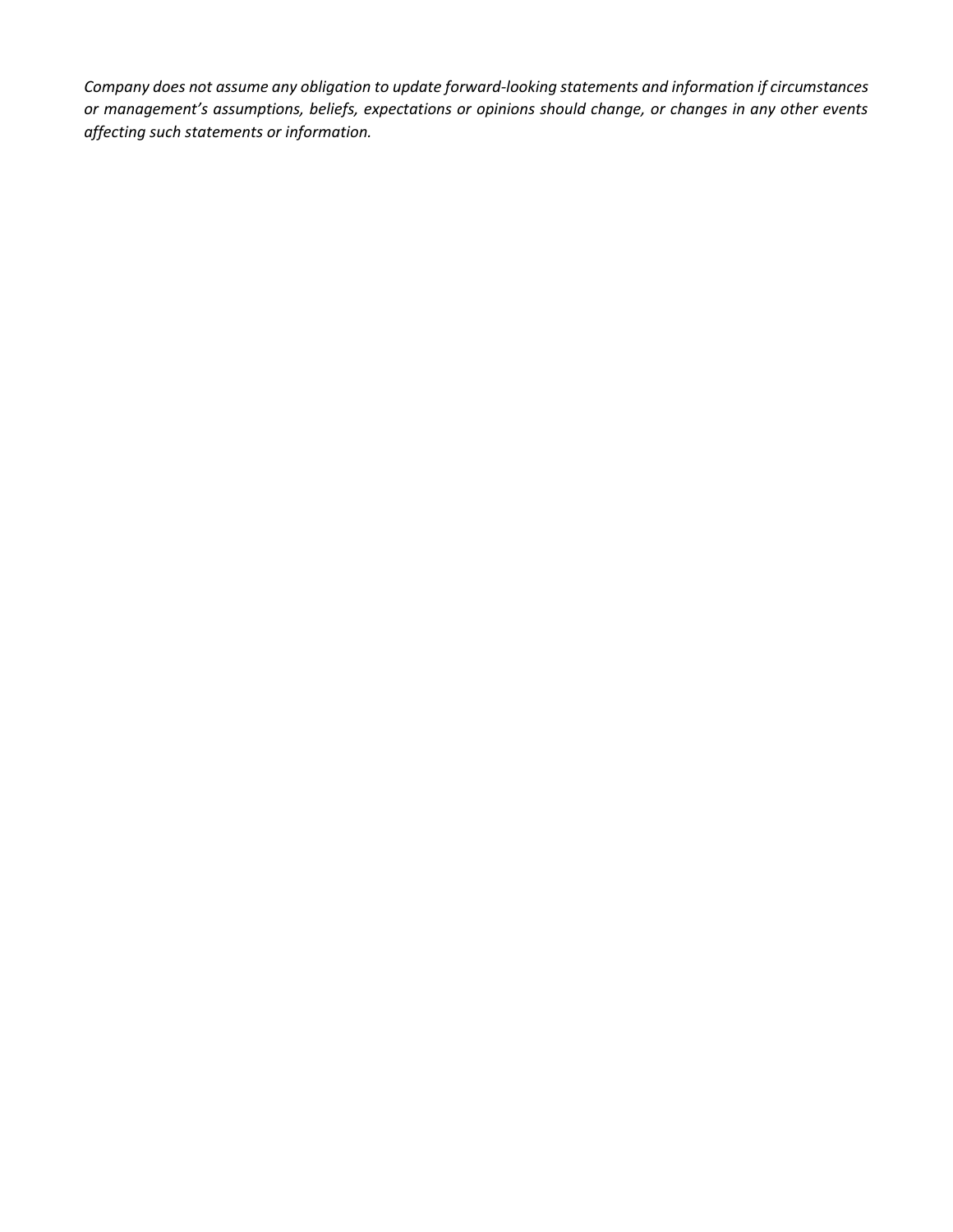*Company does not assume any obligation to update forward-looking statements and information if circumstances or management's assumptions, beliefs, expectations or opinions should change, or changes in any other events affecting such statements or information.*